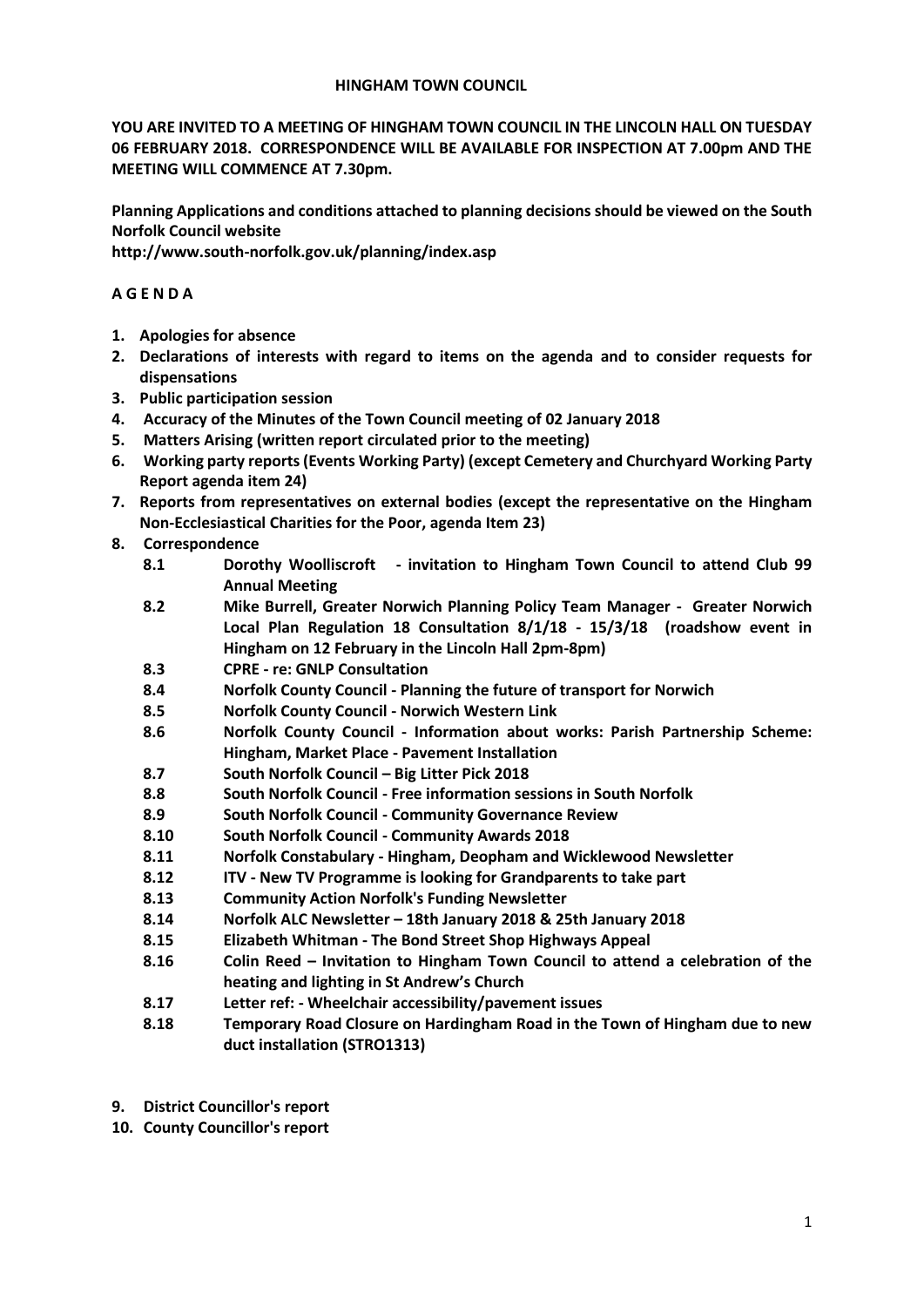# HINGHAM TOWN COUNCIL

**YOU ARE INVITED TO A MEETING OF HINGHAM TOWN COUNCIL IN THE LINCOLN HALL ON TUESDAY 06 FEBRUARY 2018. CORRESPONDENCE WILL BE AVAILABLE FOR INSPECTION AT 7.00pm AND THE MEETING WILL COMMENCE AT 7.30pm.**

**Planning Applications and conditions attached to planning decisions should be viewed on the South Norfolk Council website**
**http://www.south-norfolk.gov.uk/planning/index.asp**

## A G E N D A

1. **Apologies for absence**
2. **Declarations of interests with regard to items on the agenda and to consider requests for dispensations**
3. **Public participation session**
4. **Accuracy of the Minutes of the Town Council meeting of 02 January 2018**
5. **Matters Arising (written report circulated prior to the meeting)**
6. **Working party reports (Events Working Party) (except Cemetery and Churchyard Working Party Report agenda item 24)**
7. **Reports from representatives on external bodies (except the representative on the Hingham Non-Ecclesiastical Charities for the Poor, agenda Item 23)**
8. **Correspondence**
   - **8.1 Dorothy Woolliscroft - invitation to Hingham Town Council to attend Club 99 Annual Meeting**
   - **8.2 Mike Burrell, Greater Norwich Planning Policy Team Manager - Greater Norwich Local Plan Regulation 18 Consultation 8/1/18 - 15/3/18 (roadshow event in Hingham on 12 February in the Lincoln Hall 2pm-8pm)**
   - **8.3 CPRE - re: GNLP Consultation**
   - **8.4 Norfolk County Council - Planning the future of transport for Norwich**
   - **8.5 Norfolk County Council - Norwich Western Link**
   - **8.6 Norfolk County Council - Information about works: Parish Partnership Scheme: Hingham, Market Place - Pavement Installation**
   - **8.7 South Norfolk Council – Big Litter Pick 2018**
   - **8.8 South Norfolk Council - Free information sessions in South Norfolk**
   - **8.9 South Norfolk Council - Community Governance Review**
   - **8.10 South Norfolk Council - Community Awards 2018**
   - **8.11 Norfolk Constabulary - Hingham, Deopham and Wicklewood Newsletter**
   - **8.12 ITV - New TV Programme is looking for Grandparents to take part**
   - **8.13 Community Action Norfolk's Funding Newsletter**
   - **8.14 Norfolk ALC Newsletter – 18th January 2018 & 25th January 2018**
   - **8.15 Elizabeth Whitman - The Bond Street Shop Highways Appeal**
   - **8.16 Colin Reed – Invitation to Hingham Town Council to attend a celebration of the heating and lighting in St Andrew's Church**
   - **8.17 Letter ref: - Wheelchair accessibility/pavement issues**
   - **8.18 Temporary Road Closure on Hardingham Road in the Town of Hingham due to new duct installation (STRO1313)**
9. **District Councillor's report**
10. **County Councillor's report**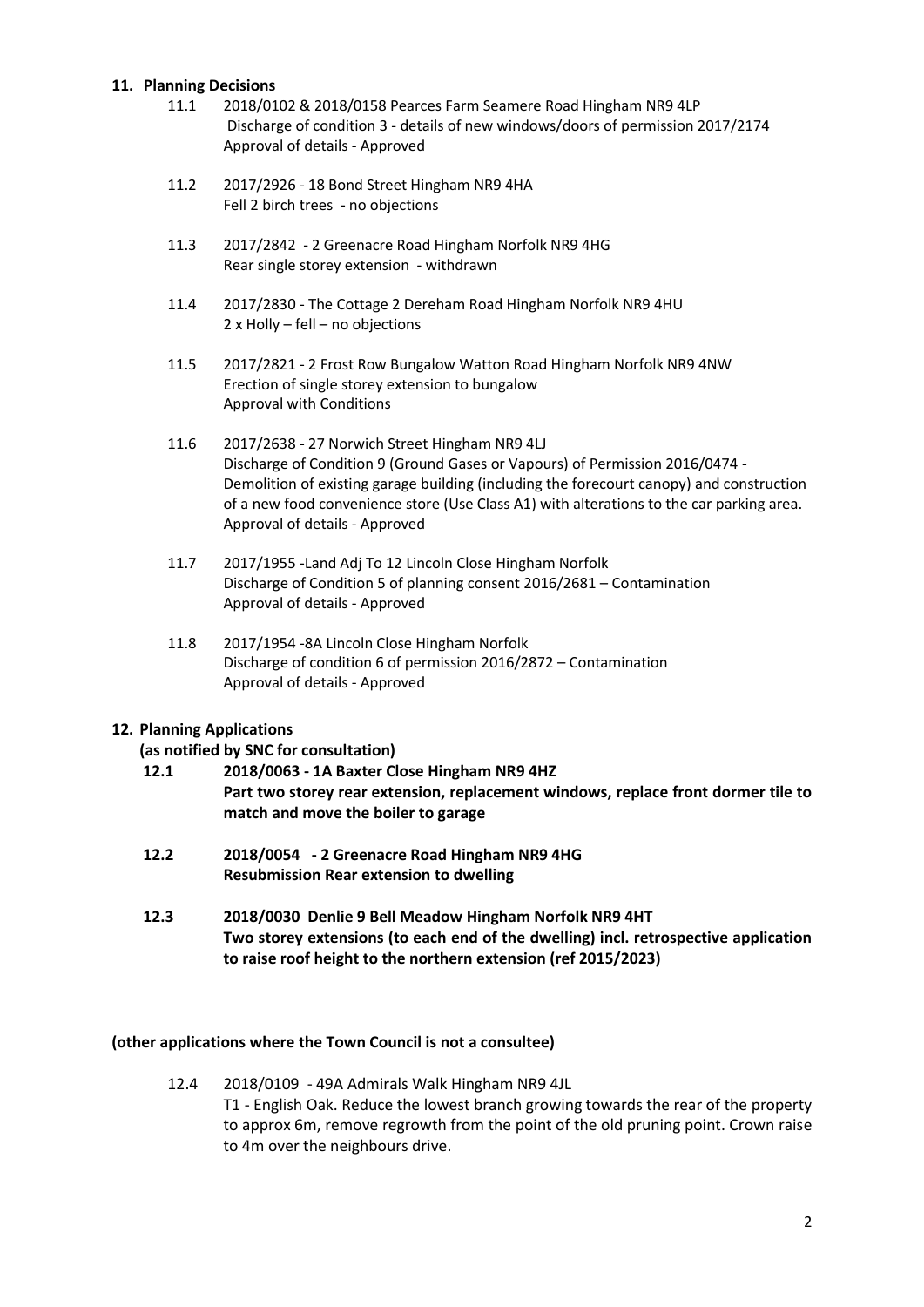## 11. Planning Decisions

11.1 2018/0102 & 2018/0158 Pearces Farm Seamere Road Hingham NR9 4LP
Discharge of condition 3 - details of new windows/doors of permission 2017/2174
Approval of details - Approved

11.2 2017/2926 - 18 Bond Street Hingham NR9 4HA
Fell 2 birch trees - no objections

11.3 2017/2842 - 2 Greenacre Road Hingham Norfolk NR9 4HG
Rear single storey extension - withdrawn

11.4 2017/2830 - The Cottage 2 Dereham Road Hingham Norfolk NR9 4HU
2 x Holly – fell – no objections

11.5 2017/2821 - 2 Frost Row Bungalow Watton Road Hingham Norfolk NR9 4NW
Erection of single storey extension to bungalow
Approval with Conditions

11.6 2017/2638 - 27 Norwich Street Hingham NR9 4LJ
Discharge of Condition 9 (Ground Gases or Vapours) of Permission 2016/0474 - Demolition of existing garage building (including the forecourt canopy) and construction of a new food convenience store (Use Class A1) with alterations to the car parking area.
Approval of details - Approved

11.7 2017/1955 -Land Adj To 12 Lincoln Close Hingham Norfolk
Discharge of Condition 5 of planning consent 2016/2681 – Contamination
Approval of details - Approved

11.8 2017/1954 -8A Lincoln Close Hingham Norfolk
Discharge of condition 6 of permission 2016/2872 – Contamination
Approval of details - Approved

## 12. Planning Applications

**(as notified by SNC for consultation)**

**12.1 2018/0063 - 1A Baxter Close Hingham NR9 4HZ**
**Part two storey rear extension, replacement windows, replace front dormer tile to match and move the boiler to garage**

**12.2 2018/0054 - 2 Greenacre Road Hingham NR9 4HG**
**Resubmission Rear extension to dwelling**

**12.3 2018/0030 Denlie 9 Bell Meadow Hingham Norfolk NR9 4HT**
**Two storey extensions (to each end of the dwelling) incl. retrospective application to raise roof height to the northern extension (ref 2015/2023)**

**(other applications where the Town Council is not a consultee)**

12.4 2018/0109 - 49A Admirals Walk Hingham NR9 4JL
T1 - English Oak. Reduce the lowest branch growing towards the rear of the property to approx 6m, remove regrowth from the point of the old pruning point. Crown raise to 4m over the neighbours drive.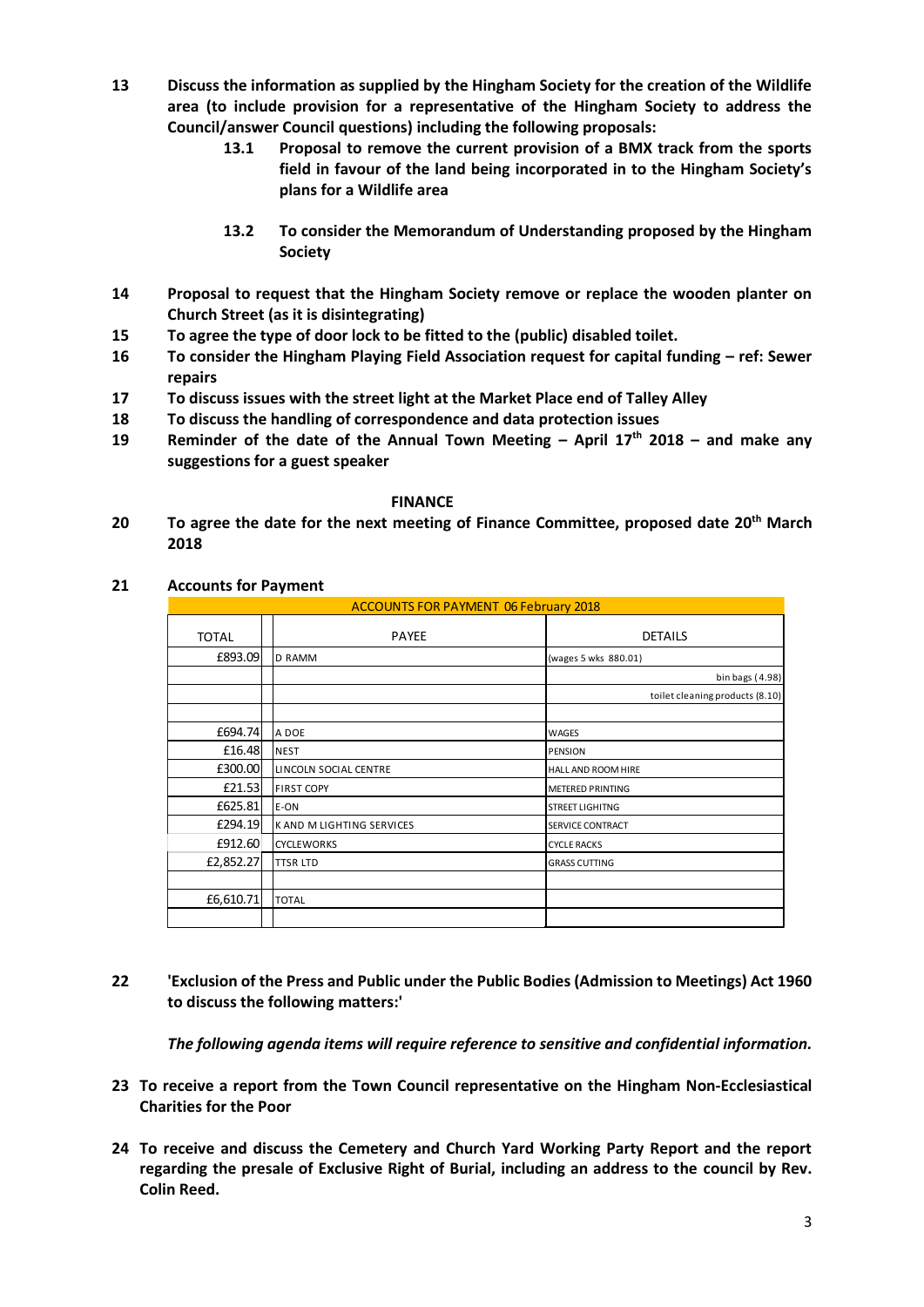**13** **Discuss the information as supplied by the Hingham Society for the creation of the Wildlife area (to include provision for a representative of the Hingham Society to address the Council/answer Council questions) including the following proposals:**

- **13.1** **Proposal to remove the current provision of a BMX track from the sports field in favour of the land being incorporated in to the Hingham Society's plans for a Wildlife area**
- **13.2** **To consider the Memorandum of Understanding proposed by the Hingham Society**

**14** **Proposal to request that the Hingham Society remove or replace the wooden planter on Church Street (as it is disintegrating)**

**15** **To agree the type of door lock to be fitted to the (public) disabled toilet.**

**16** **To consider the Hingham Playing Field Association request for capital funding – ref: Sewer repairs**

**17** **To discuss issues with the street light at the Market Place end of Talley Alley**

**18** **To discuss the handling of correspondence and data protection issues**

**19** **Reminder of the date of the Annual Town Meeting – April 17th 2018 – and make any suggestions for a guest speaker**

## FINANCE

**20** **To agree the date for the next meeting of Finance Committee, proposed date 20th March 2018**

**21** **Accounts for Payment**

| ACCOUNTS FOR PAYMENT 06 February 2018 | | |
|---|---|---|
| TOTAL | PAYEE | DETAILS |
| £893.09 | D RAMM | (wages 5 wks 880.01) |
| | | bin bags (4.98) |
| | | toilet cleaning products (8.10) |
| | | |
| £694.74 | A DOE | WAGES |
| £16.48 | NEST | PENSION |
| £300.00 | LINCOLN SOCIAL CENTRE | HALL AND ROOM HIRE |
| £21.53 | FIRST COPY | METERED PRINTING |
| £625.81 | E-ON | STREET LIGHITNG |
| £294.19 | K AND M LIGHTING SERVICES | SERVICE CONTRACT |
| £912.60 | CYCLEWORKS | CYCLE RACKS |
| £2,852.27 | TTSR LTD | GRASS CUTTING |
| | | |
| £6,610.71 | TOTAL | |
| | | |

**22** **'Exclusion of the Press and Public under the Public Bodies (Admission to Meetings) Act 1960 to discuss the following matters:'**

***The following agenda items will require reference to sensitive and confidential information.***

**23** **To receive a report from the Town Council representative on the Hingham Non-Ecclesiastical Charities for the Poor**

**24** **To receive and discuss the Cemetery and Church Yard Working Party Report and the report regarding the presale of Exclusive Right of Burial, including an address to the council by Rev. Colin Reed.**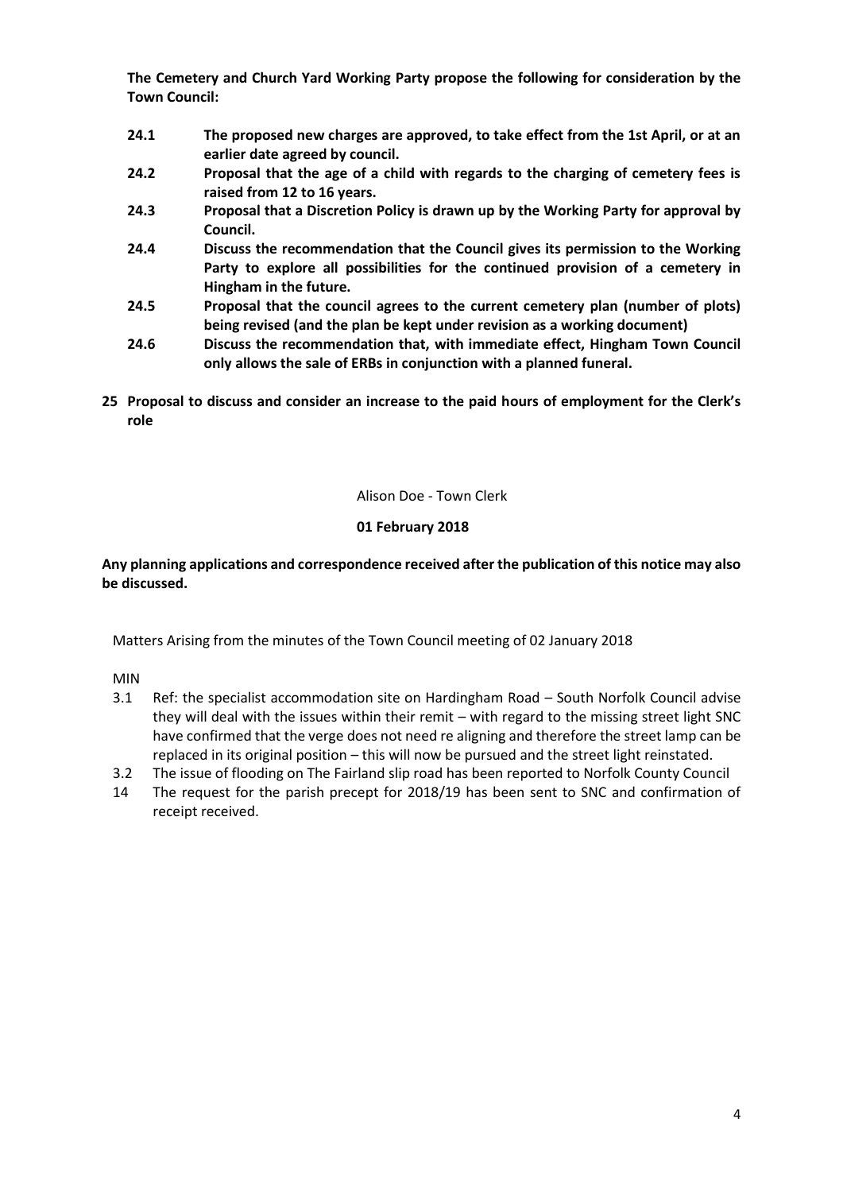**The Cemetery and Church Yard Working Party propose the following for consideration by the Town Council:**

**24.1** **The proposed new charges are approved, to take effect from the 1st April, or at an earlier date agreed by council.**

**24.2** **Proposal that the age of a child with regards to the charging of cemetery fees is raised from 12 to 16 years.**

**24.3** **Proposal that a Discretion Policy is drawn up by the Working Party for approval by Council.**

**24.4** **Discuss the recommendation that the Council gives its permission to the Working Party to explore all possibilities for the continued provision of a cemetery in Hingham in the future.**

**24.5** **Proposal that the council agrees to the current cemetery plan (number of plots) being revised (and the plan be kept under revision as a working document)**

**24.6** **Discuss the recommendation that, with immediate effect, Hingham Town Council only allows the sale of ERBs in conjunction with a planned funeral.**

**25 Proposal to discuss and consider an increase to the paid hours of employment for the Clerk's role**

Alison Doe - Town Clerk

**01 February 2018**

**Any planning applications and correspondence received after the publication of this notice may also be discussed.**

Matters Arising from the minutes of the Town Council meeting of 02 January 2018

MIN

3.1 Ref: the specialist accommodation site on Hardingham Road – South Norfolk Council advise they will deal with the issues within their remit – with regard to the missing street light SNC have confirmed that the verge does not need re aligning and therefore the street lamp can be replaced in its original position – this will now be pursued and the street light reinstated.

3.2 The issue of flooding on The Fairland slip road has been reported to Norfolk County Council

14 The request for the parish precept for 2018/19 has been sent to SNC and confirmation of receipt received.